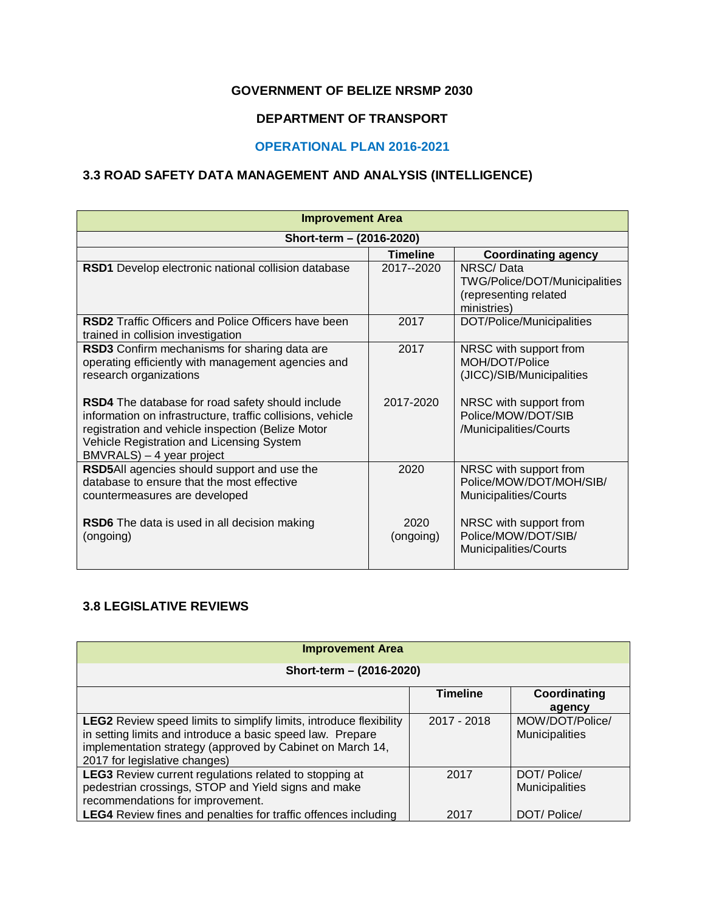**GOVERNMENT OF BELIZE NRSMP 2030**

**DEPARTMENT OF TRANSPORT**

**OPERATIONAL PLAN 2016-2021**

### 3.3 ROAD SAFETY DATA MANAGEMENT AND ANALYSIS (INTELLIGENCE)

| **Improvement Area** | | |
|---|---|---|
| **Short-term – (2016-2020)** | | |
| | **Timeline** | **Coordinating agency** |
| **RSD1** Develop electronic national collision database | 2017--2020 | NRSC/ Data TWG/Police/DOT/Municipalities (representing related ministries) |
| **RSD2** Traffic Officers and Police Officers have been trained in collision investigation | 2017 | DOT/Police/Municipalities |
| **RSD3** Confirm mechanisms for sharing data are operating efficiently with management agencies and research organizations | 2017 | NRSC with support from MOH/DOT/Police (JICC)/SIB/Municipalities |
| **RSD4** The database for road safety should include information on infrastructure, traffic collisions, vehicle registration and vehicle inspection (Belize Motor Vehicle Registration and Licensing System BMVRALS) – 4 year project | 2017-2020 | NRSC with support from Police/MOW/DOT/SIB /Municipalities/Courts |
| **RSD5**All agencies should support and use the database to ensure that the most effective countermeasures are developed | 2020 | NRSC with support from Police/MOW/DOT/MOH/SIB/ Municipalities/Courts |
| **RSD6** The data is used in all decision making (ongoing) | 2020 (ongoing) | NRSC with support from Police/MOW/DOT/SIB/ Municipalities/Courts |

### 3.8 LEGISLATIVE REVIEWS

| **Improvement Area** | | |
|---|---|---|
| **Short-term – (2016-2020)** | | |
| | **Timeline** | **Coordinating agency** |
| **LEG2** Review speed limits to simplify limits, introduce flexibility in setting limits and introduce a basic speed law. Prepare implementation strategy (approved by Cabinet on March 14, 2017 for legislative changes) | 2017 - 2018 | MOW/DOT/Police/ Municipalities |
| **LEG3** Review current regulations related to stopping at pedestrian crossings, STOP and Yield signs and make recommendations for improvement. | 2017 | DOT/ Police/ Municipalities |
| **LEG4** Review fines and penalties for traffic offences including | 2017 | DOT/ Police/ |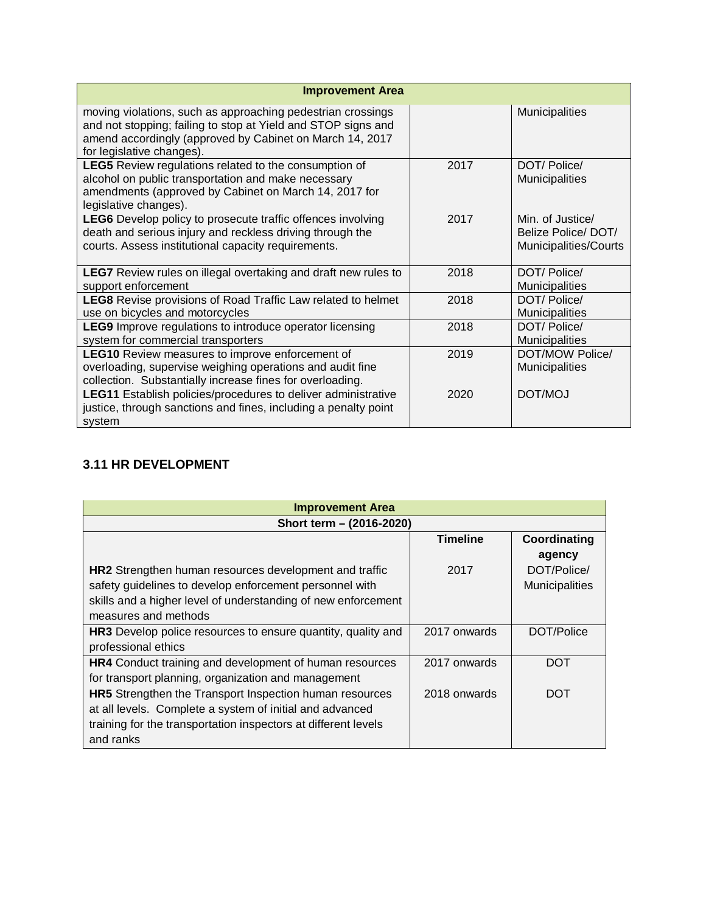| Improvement Area | | |
|---|---|---|
| moving violations, such as approaching pedestrian crossings and not stopping; failing to stop at Yield and STOP signs and amend accordingly (approved by Cabinet on March 14, 2017 for legislative changes). | | Municipalities |
| **LEG5** Review regulations related to the consumption of alcohol on public transportation and make necessary amendments (approved by Cabinet on March 14, 2017 for legislative changes). | 2017 | DOT/ Police/ Municipalities |
| **LEG6** Develop policy to prosecute traffic offences involving death and serious injury and reckless driving through the courts. Assess institutional capacity requirements. | 2017 | Min. of Justice/ Belize Police/ DOT/ Municipalities/Courts |
| **LEG7** Review rules on illegal overtaking and draft new rules to support enforcement | 2018 | DOT/ Police/ Municipalities |
| **LEG8** Revise provisions of Road Traffic Law related to helmet use on bicycles and motorcycles | 2018 | DOT/ Police/ Municipalities |
| **LEG9** Improve regulations to introduce operator licensing system for commercial transporters | 2018 | DOT/ Police/ Municipalities |
| **LEG10** Review measures to improve enforcement of overloading, supervise weighing operations and audit fine collection. Substantially increase fines for overloading. | 2019 | DOT/MOW Police/ Municipalities |
| **LEG11** Establish policies/procedures to deliver administrative justice, through sanctions and fines, including a penalty point system | 2020 | DOT/MOJ |

### 3.11 HR DEVELOPMENT

| Improvement Area | | |
|---|---|---|
| **Short term – (2016-2020)** | | |
| | **Timeline** | **Coordinating agency** |
| **HR2** Strengthen human resources development and traffic safety guidelines to develop enforcement personnel with skills and a higher level of understanding of new enforcement measures and methods | 2017 | DOT/Police/ Municipalities |
| **HR3** Develop police resources to ensure quantity, quality and professional ethics | 2017 onwards | DOT/Police |
| **HR4** Conduct training and development of human resources for transport planning, organization and management | 2017 onwards | DOT |
| **HR5** Strengthen the Transport Inspection human resources at all levels. Complete a system of initial and advanced training for the transportation inspectors at different levels and ranks | 2018 onwards | DOT |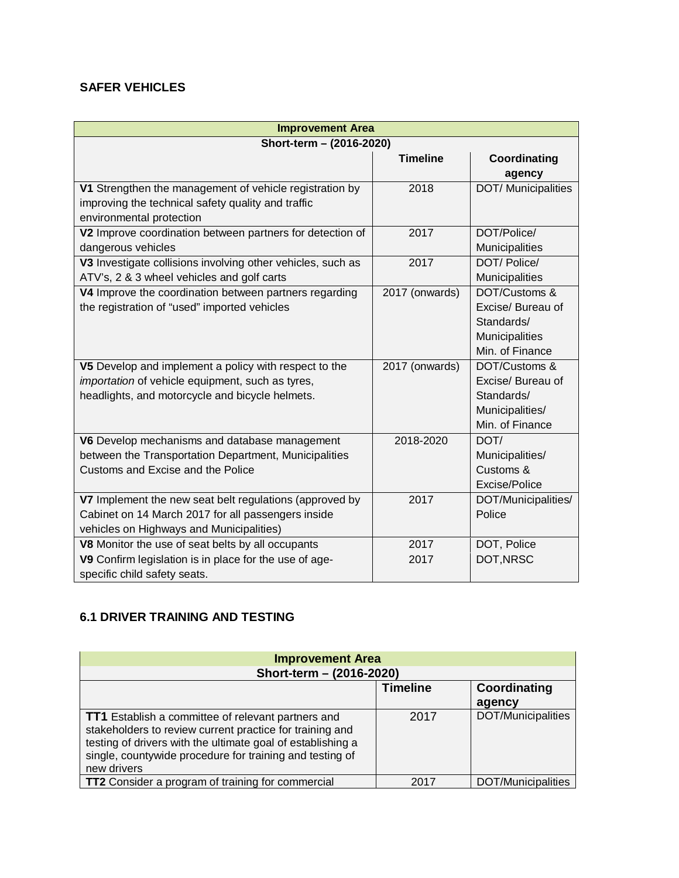## SAFER VEHICLES

| Improvement Area | | |
|---|---|---|
| Short-term – (2016-2020) | | |
| | **Timeline** | **Coordinating agency** |
| **V1** Strengthen the management of vehicle registration by improving the technical safety quality and traffic environmental protection | 2018 | DOT/ Municipalities |
| **V2** Improve coordination between partners for detection of dangerous vehicles | 2017 | DOT/Police/ Municipalities |
| **V3** Investigate collisions involving other vehicles, such as ATV's, 2 & 3 wheel vehicles and golf carts | 2017 | DOT/ Police/ Municipalities |
| **V4** Improve the coordination between partners regarding the registration of "used" imported vehicles | 2017 (onwards) | DOT/Customs & Excise/ Bureau of Standards/ Municipalities Min. of Finance |
| **V5** Develop and implement a policy with respect to the *importation* of vehicle equipment, such as tyres, headlights, and motorcycle and bicycle helmets. | 2017 (onwards) | DOT/Customs & Excise/ Bureau of Standards/ Municipalities/ Min. of Finance |
| **V6** Develop mechanisms and database management between the Transportation Department, Municipalities Customs and Excise and the Police | 2018-2020 | DOT/ Municipalities/ Customs & Excise/Police |
| **V7** Implement the new seat belt regulations (approved by Cabinet on 14 March 2017 for all passengers inside vehicles on Highways and Municipalities) | 2017 | DOT/Municipalities/ Police |
| **V8** Monitor the use of seat belts by all occupants | 2017 | DOT, Police |
| **V9** Confirm legislation is in place for the use of age-specific child safety seats. | 2017 | DOT,NRSC |

## 6.1 DRIVER TRAINING AND TESTING

| Improvement Area | | |
|---|---|---|
| Short-term – (2016-2020) | | |
| | **Timeline** | **Coordinating agency** |
| **TT1** Establish a committee of relevant partners and stakeholders to review current practice for training and testing of drivers with the ultimate goal of establishing a single, countywide procedure for training and testing of new drivers | 2017 | DOT/Municipalities |
| **TT2** Consider a program of training for commercial | 2017 | DOT/Municipalities |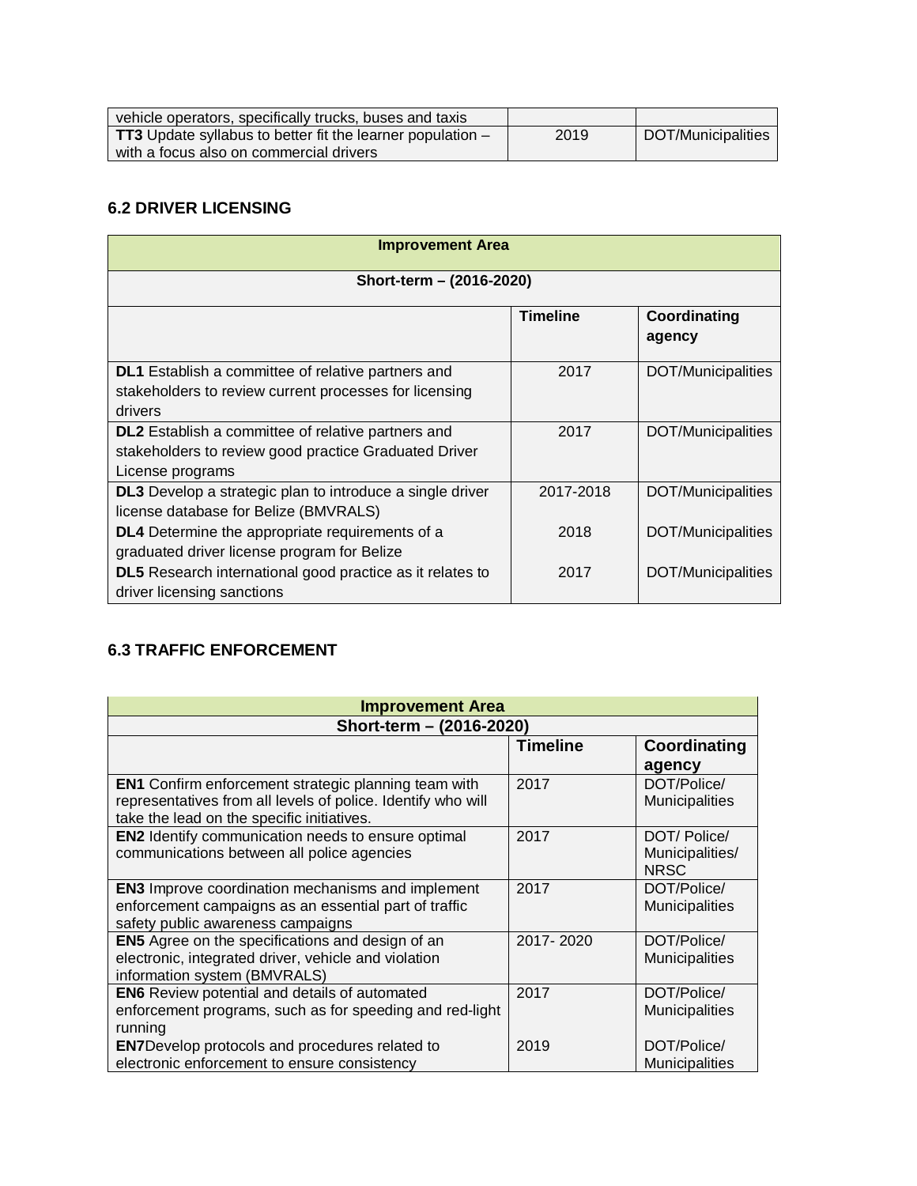| vehicle operators, specifically trucks, buses and taxis | | |
|---|---|---|
| **TT3** Update syllabus to better fit the learner population – with a focus also on commercial drivers | 2019 | DOT/Municipalities |

### 6.2 DRIVER LICENSING

| Improvement Area | | |
|---|---|---|
| Short-term – (2016-2020) | | |
| | **Timeline** | **Coordinating agency** |
| **DL1** Establish a committee of relative partners and stakeholders to review current processes for licensing drivers | 2017 | DOT/Municipalities |
| **DL2** Establish a committee of relative partners and stakeholders to review good practice Graduated Driver License programs | 2017 | DOT/Municipalities |
| **DL3** Develop a strategic plan to introduce a single driver license database for Belize (BMVRALS) | 2017-2018 | DOT/Municipalities |
| **DL4** Determine the appropriate requirements of a graduated driver license program for Belize | 2018 | DOT/Municipalities |
| **DL5** Research international good practice as it relates to driver licensing sanctions | 2017 | DOT/Municipalities |

### 6.3 TRAFFIC ENFORCEMENT

| Improvement Area | | |
|---|---|---|
| Short-term – (2016-2020) | | |
| | **Timeline** | **Coordinating agency** |
| **EN1** Confirm enforcement strategic planning team with representatives from all levels of police. Identify who will take the lead on the specific initiatives. | 2017 | DOT/Police/ Municipalities |
| **EN2** Identify communication needs to ensure optimal communications between all police agencies | 2017 | DOT/ Police/ Municipalities/ NRSC |
| **EN3** Improve coordination mechanisms and implement enforcement campaigns as an essential part of traffic safety public awareness campaigns | 2017 | DOT/Police/ Municipalities |
| **EN5** Agree on the specifications and design of an electronic, integrated driver, vehicle and violation information system (BMVRALS) | 2017- 2020 | DOT/Police/ Municipalities |
| **EN6** Review potential and details of automated enforcement programs, such as for speeding and red-light running | 2017 | DOT/Police/ Municipalities |
| **EN7**Develop protocols and procedures related to electronic enforcement to ensure consistency | 2019 | DOT/Police/ Municipalities |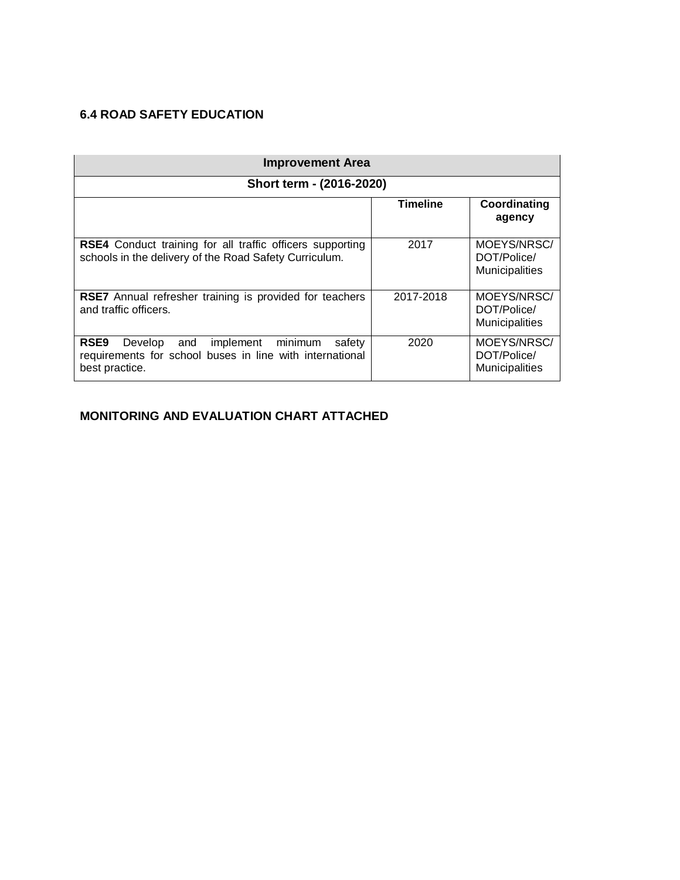### 6.4 ROAD SAFETY EDUCATION

| Improvement Area | | |
|---|---|---|
| **Short term - (2016-2020)** | | |
| | **Timeline** | **Coordinating agency** |
| **RSE4** Conduct training for all traffic officers supporting schools in the delivery of the Road Safety Curriculum. | 2017 | MOEYS/NRSC/ DOT/Police/ Municipalities |
| **RSE7** Annual refresher training is provided for teachers and traffic officers. | 2017-2018 | MOEYS/NRSC/ DOT/Police/ Municipalities |
| **RSE9** Develop and implement minimum safety requirements for school buses in line with international best practice. | 2020 | MOEYS/NRSC/ DOT/Police/ Municipalities |

**MONITORING AND EVALUATION CHART ATTACHED**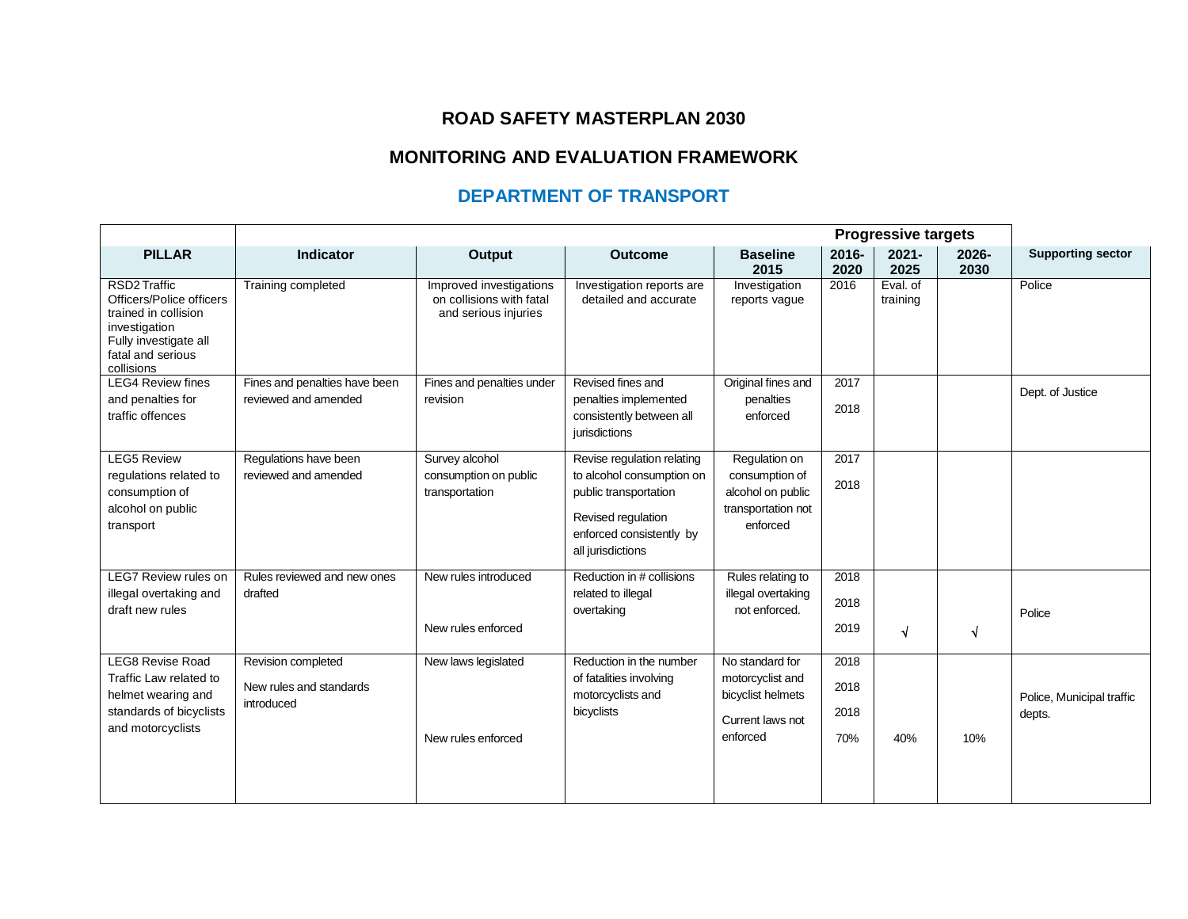# ROAD SAFETY MASTERPLAN 2030

## MONITORING AND EVALUATION FRAMEWORK

## DEPARTMENT OF TRANSPORT

| PILLAR | Indicator | Output | Outcome | Baseline 2015 | Progressive targets 2016-2020 | 2021-2025 | 2026-2030 | Supporting sector |
|---|---|---|---|---|---|---|---|---|
| RSD2 Traffic Officers/Police officers trained in collision investigation<br>Fully investigate all fatal and serious collisions | Training completed | Improved investigations on collisions with fatal and serious injuries | Investigation reports are detailed and accurate | Investigation reports vague | 2016 | Eval. of training | | Police |
| LEG4 Review fines and penalties for traffic offences | Fines and penalties have been reviewed and amended | Fines and penalties under revision | Revised fines and penalties implemented consistently between all jurisdictions | Original fines and penalties enforced | 2017<br>2018 | | | Dept. of Justice |
| LEG5 Review regulations related to consumption of alcohol on public transport | Regulations have been reviewed and amended | Survey alcohol consumption on public transportation | Revise regulation relating to alcohol consumption on public transportation<br>Revised regulation enforced consistently by all jurisdictions | Regulation on consumption of alcohol on public transportation not enforced | 2017<br>2018 | | | |
| LEG7 Review rules on illegal overtaking and draft new rules | Rules reviewed and new ones drafted | New rules introduced<br>New rules enforced | Reduction in # collisions related to illegal overtaking | Rules relating to illegal overtaking not enforced. | 2018<br>2018<br>2019 | √ | √ | Police |
| LEG8 Revise Road Traffic Law related to helmet wearing and standards of bicyclists and motorcyclists | Revision completed<br>New rules and standards introduced | New laws legislated<br>New rules enforced | Reduction in the number of fatalities involving motorcyclists and bicyclists | No standard for motorcyclist and bicyclist helmets<br>Current laws not enforced | 2018<br>2018<br>2018<br>70% | 40% | 10% | Police, Municipal traffic depts. |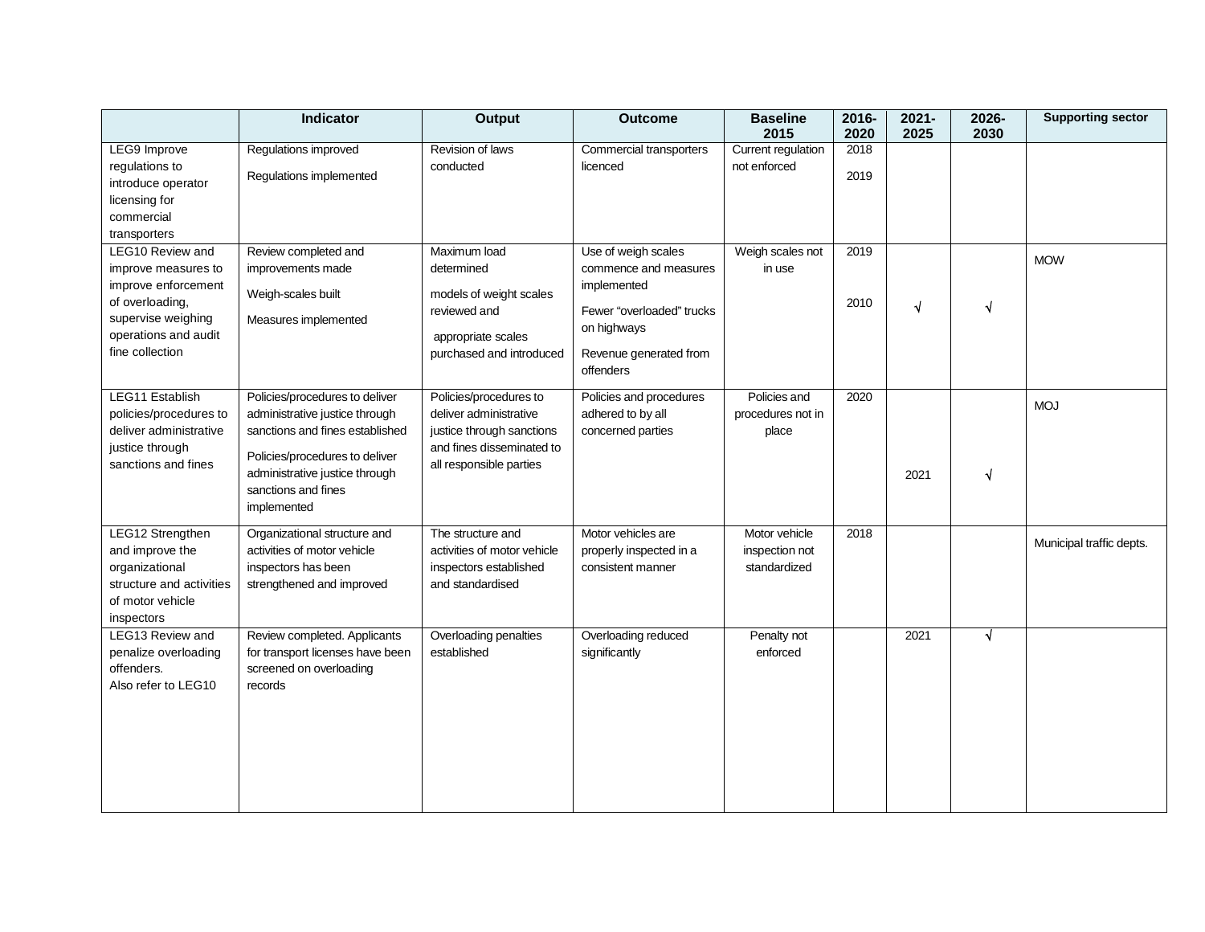| | Indicator | Output | Outcome | Baseline 2015 | 2016-2020 | 2021-2025 | 2026-2030 | Supporting sector |
|---|---|---|---|---|---|---|---|---|
| LEG9 Improve regulations to introduce operator licensing for commercial transporters | Regulations improved<br>Regulations implemented | Revision of laws conducted | Commercial transporters licenced | Current regulation not enforced | 2018<br>2019 | | | |
| LEG10 Review and improve measures to improve enforcement of overloading, supervise weighing operations and audit fine collection | Review completed and improvements made<br>Weigh-scales built<br>Measures implemented | Maximum load determined<br>models of weight scales reviewed and<br>appropriate scales purchased and introduced | Use of weigh scales commence and measures implemented<br>Fewer "overloaded" trucks on highways<br>Revenue generated from offenders | Weigh scales not in use | 2019<br>2010 | √ | √ | MOW |
| LEG11 Establish policies/procedures to deliver administrative justice through sanctions and fines | Policies/procedures to deliver administrative justice through sanctions and fines established<br>Policies/procedures to deliver administrative justice through sanctions and fines implemented | Policies/procedures to deliver administrative justice through sanctions and fines disseminated to all responsible parties | Policies and procedures adhered to by all concerned parties | Policies and procedures not in place | 2020 | 2021 | √ | MOJ |
| LEG12 Strengthen and improve the organizational structure and activities of motor vehicle inspectors | Organizational structure and activities of motor vehicle inspectors has been strengthened and improved | The structure and activities of motor vehicle inspectors established and standardised | Motor vehicles are properly inspected in a consistent manner | Motor vehicle inspection not standardized | 2018 | | | Municipal traffic depts. |
| LEG13 Review and penalize overloading offenders.<br>Also refer to LEG10 | Review completed. Applicants for transport licenses have been screened on overloading records | Overloading penalties established | Overloading reduced significantly | Penalty not enforced | | 2021 | √ | |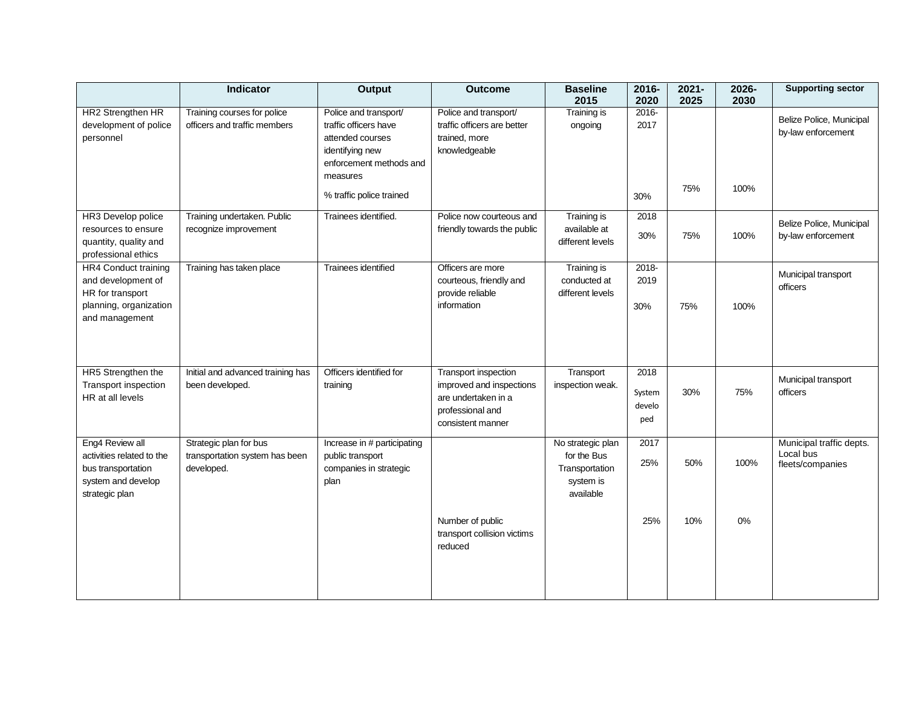| | Indicator | Output | Outcome | Baseline 2015 | 2016-2020 | 2021-2025 | 2026-2030 | Supporting sector |
|---|---|---|---|---|---|---|---|---|
| HR2 Strengthen HR development of police personnel | Training courses for police officers and traffic members | Police and transport/ traffic officers have attended courses identifying new enforcement methods and measures<br><br>% traffic police trained | Police and transport/ traffic officers are better trained, more knowledgeable | Training is ongoing | 2016-2017<br><br>30% | 75% | 100% | Belize Police, Municipal by-law enforcement |
| HR3 Develop police resources to ensure quantity, quality and professional ethics | Training undertaken. Public recognize improvement | Trainees identified. | Police now courteous and friendly towards the public | Training is available at different levels | 2018<br>30% | 75% | 100% | Belize Police, Municipal by-law enforcement |
| HR4 Conduct training and development of HR for transport planning, organization and management | Training has taken place | Trainees identified | Officers are more courteous, friendly and provide reliable information | Training is conducted at different levels | 2018-2019<br><br>30% | 75% | 100% | Municipal transport officers |
| HR5 Strengthen the Transport inspection HR at all levels | Initial and advanced training has been developed. | Officers identified for training | Transport inspection improved and inspections are undertaken in a professional and consistent manner | Transport inspection weak. | 2018<br>System developed | 30% | 75% | Municipal transport officers |
| Eng4 Review all activities related to the bus transportation system and develop strategic plan | Strategic plan for bus transportation system has been developed. | Increase in # participating public transport companies in strategic plan | | No strategic plan for the Bus Transportation system is available | 2017<br>25% | 50% | 100% | Municipal traffic depts. Local bus fleets/companies |
| | | | Number of public transport collision victims reduced | | 25% | 10% | 0% | |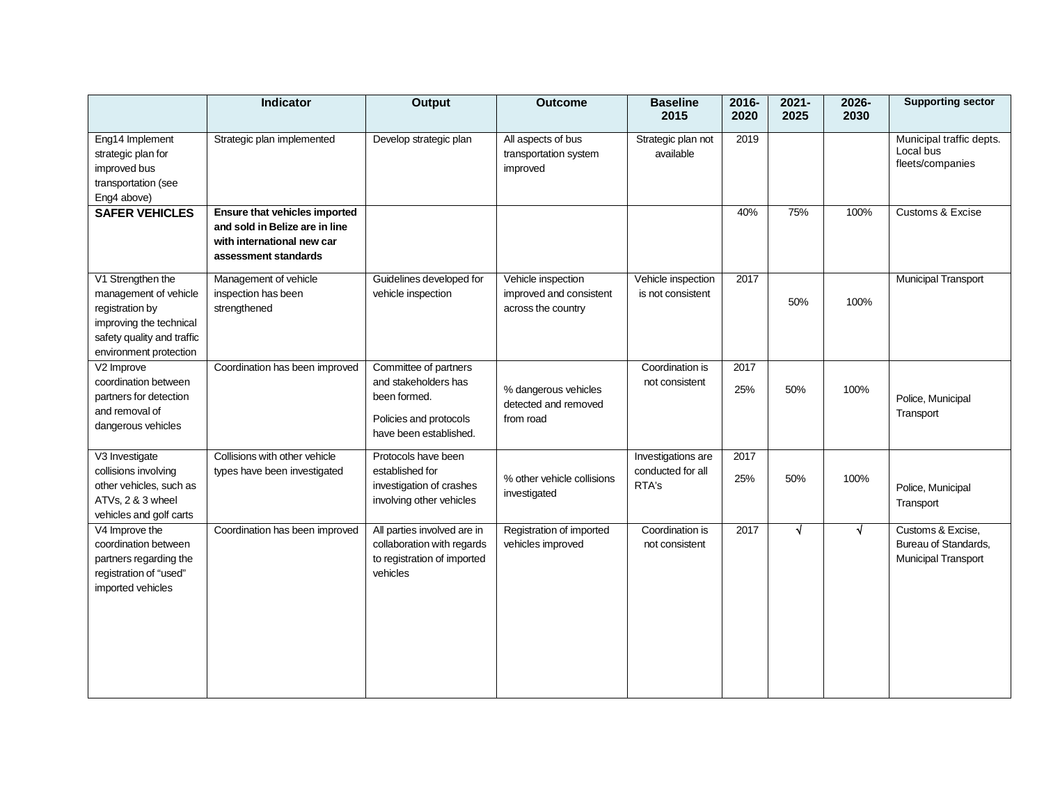| | Indicator | Output | Outcome | Baseline 2015 | 2016-2020 | 2021-2025 | 2026-2030 | Supporting sector |
|---|---|---|---|---|---|---|---|---|
| Eng14 Implement strategic plan for improved bus transportation (see Eng4 above) | Strategic plan implemented | Develop strategic plan | All aspects of bus transportation system improved | Strategic plan not available | 2019 | | | Municipal traffic depts. Local bus fleets/companies |
| **SAFER VEHICLES** | **Ensure that vehicles imported and sold in Belize are in line with international new car assessment standards** | | | | 40% | 75% | 100% | Customs & Excise |
| V1 Strengthen the management of vehicle registration by improving the technical safety quality and traffic environment protection | Management of vehicle inspection has been strengthened | Guidelines developed for vehicle inspection | Vehicle inspection improved and consistent across the country | Vehicle inspection is not consistent | 2017 | 50% | 100% | Municipal Transport |
| V2 Improve coordination between partners for detection and removal of dangerous vehicles | Coordination has been improved | Committee of partners and stakeholders has been formed. Policies and protocols have been established. | % dangerous vehicles detected and removed from road | Coordination is not consistent | 2017 25% | 50% | 100% | Police, Municipal Transport |
| V3 Investigate collisions involving other vehicles, such as ATVs, 2 & 3 wheel vehicles and golf carts | Collisions with other vehicle types have been investigated | Protocols have been established for investigation of crashes involving other vehicles | % other vehicle collisions investigated | Investigations are conducted for all RTA's | 2017 25% | 50% | 100% | Police, Municipal Transport |
| V4 Improve the coordination between partners regarding the registration of "used" imported vehicles | Coordination has been improved | All parties involved are in collaboration with regards to registration of imported vehicles | Registration of imported vehicles improved | Coordination is not consistent | 2017 | √ | √ | Customs & Excise, Bureau of Standards, Municipal Transport |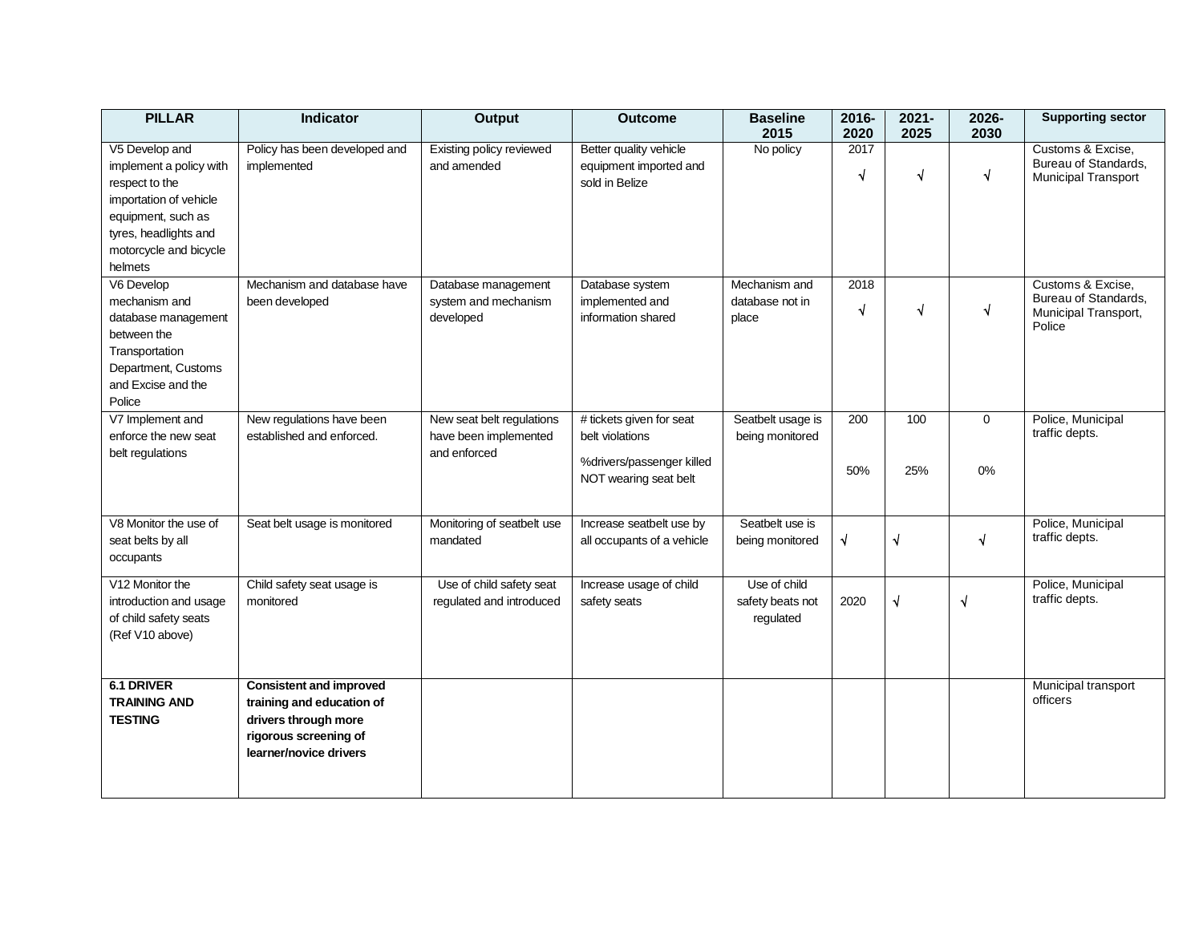| PILLAR | Indicator | Output | Outcome | Baseline 2015 | 2016-2020 | 2021-2025 | 2026-2030 | Supporting sector |
|---|---|---|---|---|---|---|---|---|
| V5 Develop and implement a policy with respect to the importation of vehicle equipment, such as tyres, headlights and motorcycle and bicycle helmets | Policy has been developed and implemented | Existing policy reviewed and amended | Better quality vehicle equipment imported and sold in Belize | No policy | 2017 √ | √ | √ | Customs & Excise, Bureau of Standards, Municipal Transport |
| V6 Develop mechanism and database management between the Transportation Department, Customs and Excise and the Police | Mechanism and database have been developed | Database management system and mechanism developed | Database system implemented and information shared | Mechanism and database not in place | 2018 √ | √ | √ | Customs & Excise, Bureau of Standards, Municipal Transport, Police |
| V7 Implement and enforce the new seat belt regulations | New regulations have been established and enforced. | New seat belt regulations have been implemented and enforced | # tickets given for seat belt violations<br><br>%drivers/passenger killed NOT wearing seat belt | Seatbelt usage is being monitored | 200<br><br>50% | 100<br><br>25% | 0<br><br>0% | Police, Municipal traffic depts. |
| V8 Monitor the use of seat belts by all occupants | Seat belt usage is monitored | Monitoring of seatbelt use mandated | Increase seatbelt use by all occupants of a vehicle | Seatbelt use is being monitored | √ | √ | √ | Police, Municipal traffic depts. |
| V12 Monitor the introduction and usage of child safety seats (Ref V10 above) | Child safety seat usage is monitored | Use of child safety seat regulated and introduced | Increase usage of child safety seats | Use of child safety beats not regulated | 2020 | √ | √ | Police, Municipal traffic depts. |
| **6.1 DRIVER TRAINING AND TESTING** | **Consistent and improved training and education of drivers through more rigorous screening of learner/novice drivers** | | | | | | | Municipal transport officers |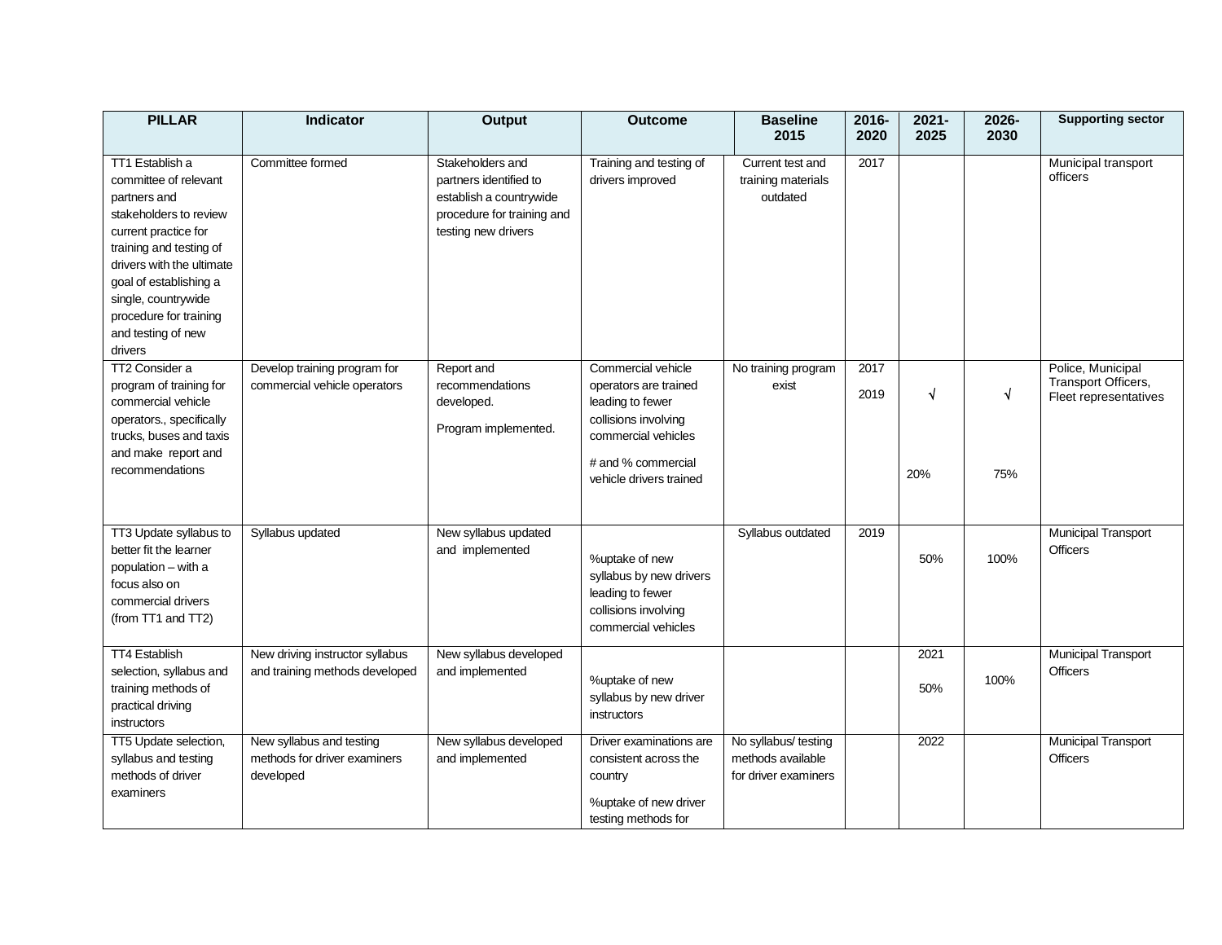| PILLAR | Indicator | Output | Outcome | Baseline 2015 | 2016-2020 | 2021-2025 | 2026-2030 | Supporting sector |
|---|---|---|---|---|---|---|---|---|
| TT1 Establish a committee of relevant partners and stakeholders to review current practice for training and testing of drivers with the ultimate goal of establishing a single, countrywide procedure for training and testing of new drivers | Committee formed | Stakeholders and partners identified to establish a countrywide procedure for training and testing new drivers | Training and testing of drivers improved | Current test and training materials outdated | 2017 | | | Municipal transport officers |
| TT2 Consider a program of training for commercial vehicle operators., specifically trucks, buses and taxis and make report and recommendations | Develop training program for commercial vehicle operators | Report and recommendations developed. Program implemented. | Commercial vehicle operators are trained leading to fewer collisions involving commercial vehicles # and % commercial vehicle drivers trained | No training program exist | 2017 2019 | √ 20% | √ 75% | Police, Municipal Transport Officers, Fleet representatives |
| TT3 Update syllabus to better fit the learner population – with a focus also on commercial drivers (from TT1 and TT2) | Syllabus updated | New syllabus updated and implemented | %uptake of new syllabus by new drivers leading to fewer collisions involving commercial vehicles | Syllabus outdated | 2019 | 50% | 100% | Municipal Transport Officers |
| TT4 Establish selection, syllabus and training methods of practical driving instructors | New driving instructor syllabus and training methods developed | New syllabus developed and implemented | %uptake of new syllabus by new driver instructors | | | 2021 50% | 100% | Municipal Transport Officers |
| TT5 Update selection, syllabus and testing methods of driver examiners | New syllabus and testing methods for driver examiners developed | New syllabus developed and implemented | Driver examinations are consistent across the country %uptake of new driver testing methods for | No syllabus/ testing methods available for driver examiners | | 2022 | | Municipal Transport Officers |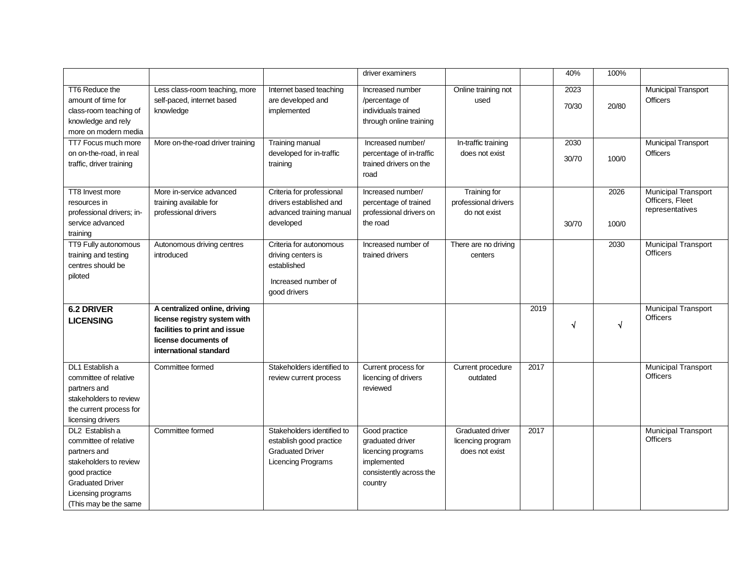| | | | | | | | | |
|---|---|---|---|---|---|---|---|---|
| | | | driver examiners | | | 40% | 100% | |
| TT6 Reduce the amount of time for class-room teaching of knowledge and rely more on modern media | Less class-room teaching, more self-paced, internet based knowledge | Internet based teaching are developed and implemented | Increased number /percentage of individuals trained through online training | Online training not used | | 2023 70/30 | 20/80 | Municipal Transport Officers |
| TT7 Focus much more on on-the-road, in real traffic, driver training | More on-the-road driver training | Training manual developed for in-traffic training | Increased number/ percentage of in-traffic trained drivers on the road | In-traffic training does not exist | | 2030 30/70 | 100/0 | Municipal Transport Officers |
| TT8 Invest more resources in professional drivers; in-service advanced training | More in-service advanced training available for professional drivers | Criteria for professional drivers established and advanced training manual developed | Increased number/ percentage of trained professional drivers on the road | Training for professional drivers do not exist | | 30/70 | 2026 100/0 | Municipal Transport Officers, Fleet representatives |
| TT9 Fully autonomous training and testing centres should be piloted | Autonomous driving centres introduced | Criteria for autonomous driving centers is established Increased number of good drivers | Increased number of trained drivers | There are no driving centers | | | 2030 | Municipal Transport Officers |
| **6.2 DRIVER LICENSING** | **A centralized online, driving license registry system with facilities to print and issue license documents of international standard** | | | | 2019 | √ | √ | Municipal Transport Officers |
| DL1 Establish a committee of relative partners and stakeholders to review the current process for licensing drivers | Committee formed | Stakeholders identified to review current process | Current process for licencing of drivers reviewed | Current procedure outdated | 2017 | | | Municipal Transport Officers |
| DL2 Establish a committee of relative partners and stakeholders to review good practice Graduated Driver Licensing programs (This may be the same | Committee formed | Stakeholders identified to establish good practice Graduated Driver Licencing Programs | Good practice graduated driver licencing programs implemented consistently across the country | Graduated driver licencing program does not exist | 2017 | | | Municipal Transport Officers |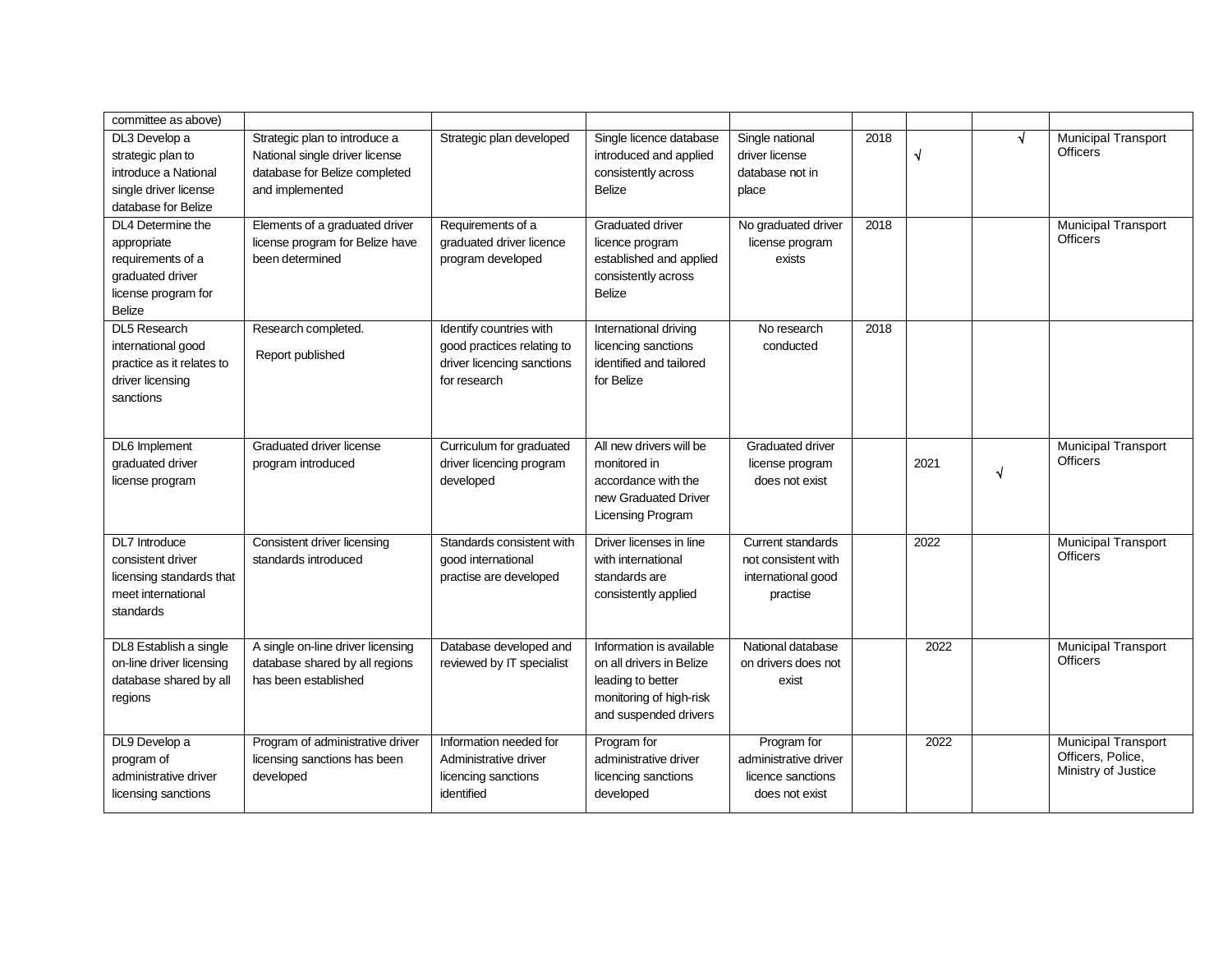| committee as above) | | | | | | | | |
|---|---|---|---|---|---|---|---|---|
| DL3 Develop a strategic plan to introduce a National single driver license database for Belize | Strategic plan to introduce a National single driver license database for Belize completed and implemented | Strategic plan developed | Single licence database introduced and applied consistently across Belize | Single national driver license database not in place | 2018 | √ | √ | Municipal Transport Officers |
| DL4 Determine the appropriate requirements of a graduated driver license program for Belize | Elements of a graduated driver license program for Belize have been determined | Requirements of a graduated driver licence program developed | Graduated driver licence program established and applied consistently across Belize | No graduated driver license program exists | 2018 | | | Municipal Transport Officers |
| DL5 Research international good practice as it relates to driver licensing sanctions | Research completed.<br>Report published | Identify countries with good practices relating to driver licencing sanctions for research | International driving licencing sanctions identified and tailored for Belize | No research conducted | 2018 | | | |
| DL6 Implement graduated driver license program | Graduated driver license program introduced | Curriculum for graduated driver licencing program developed | All new drivers will be monitored in accordance with the new Graduated Driver Licensing Program | Graduated driver license program does not exist | | 2021 | √ | Municipal Transport Officers |
| DL7 Introduce consistent driver licensing standards that meet international standards | Consistent driver licensing standards introduced | Standards consistent with good international practise are developed | Driver licenses in line with international standards are consistently applied | Current standards not consistent with international good practise | | 2022 | | Municipal Transport Officers |
| DL8 Establish a single on-line driver licensing database shared by all regions | A single on-line driver licensing database shared by all regions has been established | Database developed and reviewed by IT specialist | Information is available on all drivers in Belize leading to better monitoring of high-risk and suspended drivers | National database on drivers does not exist | | 2022 | | Municipal Transport Officers |
| DL9 Develop a program of administrative driver licensing sanctions | Program of administrative driver licensing sanctions has been developed | Information needed for Administrative driver licencing sanctions identified | Program for administrative driver licencing sanctions developed | Program for administrative driver licence sanctions does not exist | | 2022 | | Municipal Transport Officers, Police, Ministry of Justice |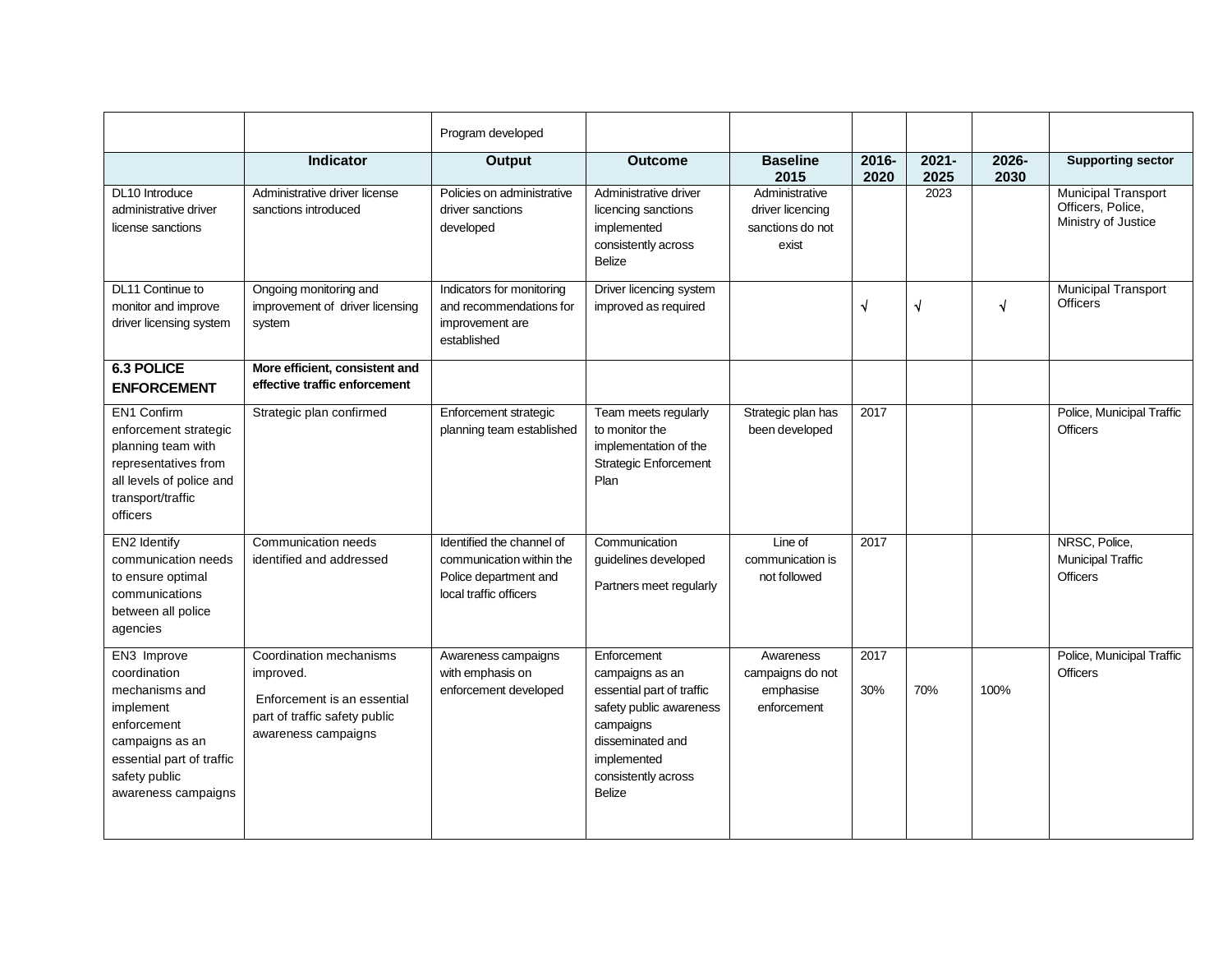| | | Program developed | | | | | | |
|---|---|---|---|---|---|---|---|---|
| | **Indicator** | **Output** | **Outcome** | **Baseline 2015** | **2016-2020** | **2021-2025** | **2026-2030** | **Supporting sector** |
| DL10 Introduce administrative driver license sanctions | Administrative driver license sanctions introduced | Policies on administrative driver sanctions developed | Administrative driver licencing sanctions implemented consistently across Belize | Administrative driver licencing sanctions do not exist | | 2023 | | Municipal Transport Officers, Police, Ministry of Justice |
| DL11 Continue to monitor and improve driver licensing system | Ongoing monitoring and improvement of driver licensing system | Indicators for monitoring and recommendations for improvement are established | Driver licencing system improved as required | | √ | √ | √ | Municipal Transport Officers |
| **6.3 POLICE ENFORCEMENT** | **More efficient, consistent and effective traffic enforcement** | | | | | | | |
| EN1 Confirm enforcement strategic planning team with representatives from all levels of police and transport/traffic officers | Strategic plan confirmed | Enforcement strategic planning team established | Team meets regularly to monitor the implementation of the Strategic Enforcement Plan | Strategic plan has been developed | 2017 | | | Police, Municipal Traffic Officers |
| EN2 Identify communication needs to ensure optimal communications between all police agencies | Communication needs identified and addressed | Identified the channel of communication within the Police department and local traffic officers | Communication guidelines developed<br><br>Partners meet regularly | Line of communication is not followed | 2017 | | | NRSC, Police, Municipal Traffic Officers |
| EN3 Improve coordination mechanisms and implement enforcement campaigns as an essential part of traffic safety public awareness campaigns | Coordination mechanisms improved.<br><br>Enforcement is an essential part of traffic safety public awareness campaigns | Awareness campaigns with emphasis on enforcement developed | Enforcement campaigns as an essential part of traffic safety public awareness campaigns disseminated and implemented consistently across Belize | Awareness campaigns do not emphasise enforcement | 2017<br><br>30% | 70% | 100% | Police, Municipal Traffic Officers |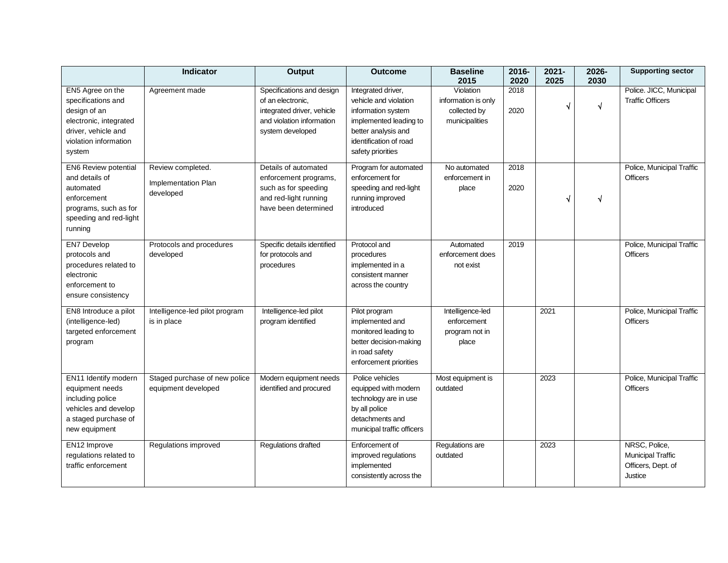| | Indicator | Output | Outcome | Baseline 2015 | 2016-2020 | 2021-2025 | 2026-2030 | Supporting sector |
|---|---|---|---|---|---|---|---|---|
| EN5 Agree on the specifications and design of an electronic, integrated driver, vehicle and violation information system | Agreement made | Specifications and design of an electronic, integrated driver, vehicle and violation information system developed | Integrated driver, vehicle and violation information system implemented leading to better analysis and identification of road safety priorities | Violation information is only collected by municipalities | 2018 2020 | √ | √ | Police. JICC, Municipal Traffic Officers |
| EN6 Review potential and details of automated enforcement programs, such as for speeding and red-light running | Review completed. Implementation Plan developed | Details of automated enforcement programs, such as for speeding and red-light running have been determined | Program for automated enforcement for speeding and red-light running improved introduced | No automated enforcement in place | 2018 2020 | √ | √ | Police, Municipal Traffic Officers |
| EN7 Develop protocols and procedures related to electronic enforcement to ensure consistency | Protocols and procedures developed | Specific details identified for protocols and procedures | Protocol and procedures implemented in a consistent manner across the country | Automated enforcement does not exist | 2019 | | | Police, Municipal Traffic Officers |
| EN8 Introduce a pilot (intelligence-led) targeted enforcement program | Intelligence-led pilot program is in place | Intelligence-led pilot program identified | Pilot program implemented and monitored leading to better decision-making in road safety enforcement priorities | Intelligence-led enforcement program not in place | | 2021 | | Police, Municipal Traffic Officers |
| EN11 Identify modern equipment needs including police vehicles and develop a staged purchase of new equipment | Staged purchase of new police equipment developed | Modern equipment needs identified and procured | Police vehicles equipped with modern technology are in use by all police detachments and municipal traffic officers | Most equipment is outdated | | 2023 | | Police, Municipal Traffic Officers |
| EN12 Improve regulations related to traffic enforcement | Regulations improved | Regulations drafted | Enforcement of improved regulations implemented consistently across the | Regulations are outdated | | 2023 | | NRSC, Police, Municipal Traffic Officers, Dept. of Justice |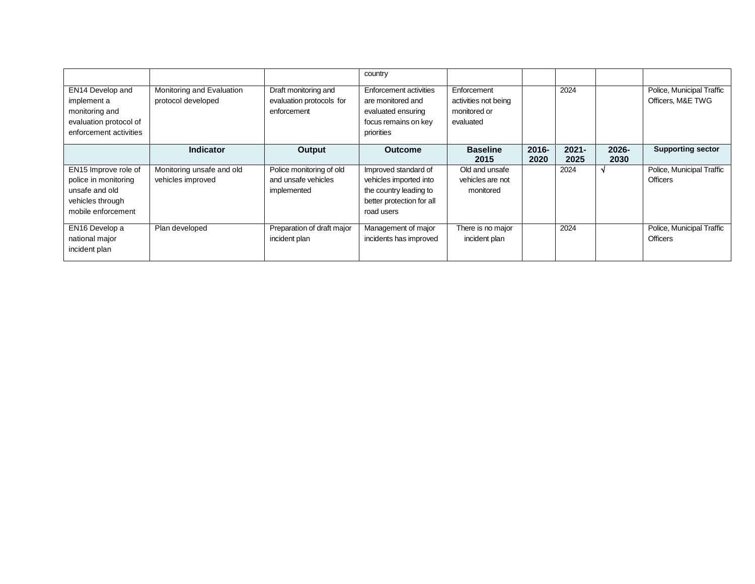| | | | | | | | | |
|---|---|---|---|---|---|---|---|---|
| | | | country | | | | | |
| EN14 Develop and implement a monitoring and evaluation protocol of enforcement activities | Monitoring and Evaluation protocol developed | Draft monitoring and evaluation protocols for enforcement | Enforcement activities are monitored and evaluated ensuring focus remains on key priorities | Enforcement activities not being monitored or evaluated | | 2024 | | Police, Municipal Traffic Officers, M&E TWG |
| | **Indicator** | **Output** | **Outcome** | **Baseline 2015** | **2016-2020** | **2021-2025** | **2026-2030** | **Supporting sector** |
| EN15 Improve role of police in monitoring unsafe and old vehicles through mobile enforcement | Monitoring unsafe and old vehicles improved | Police monitoring of old and unsafe vehicles implemented | Improved standard of vehicles imported into the country leading to better protection for all road users | Old and unsafe vehicles are not monitored | | 2024 | √ | Police, Municipal Traffic Officers |
| EN16 Develop a national major incident plan | Plan developed | Preparation of draft major incident plan | Management of major incidents has improved | There is no major incident plan | | 2024 | | Police, Municipal Traffic Officers |